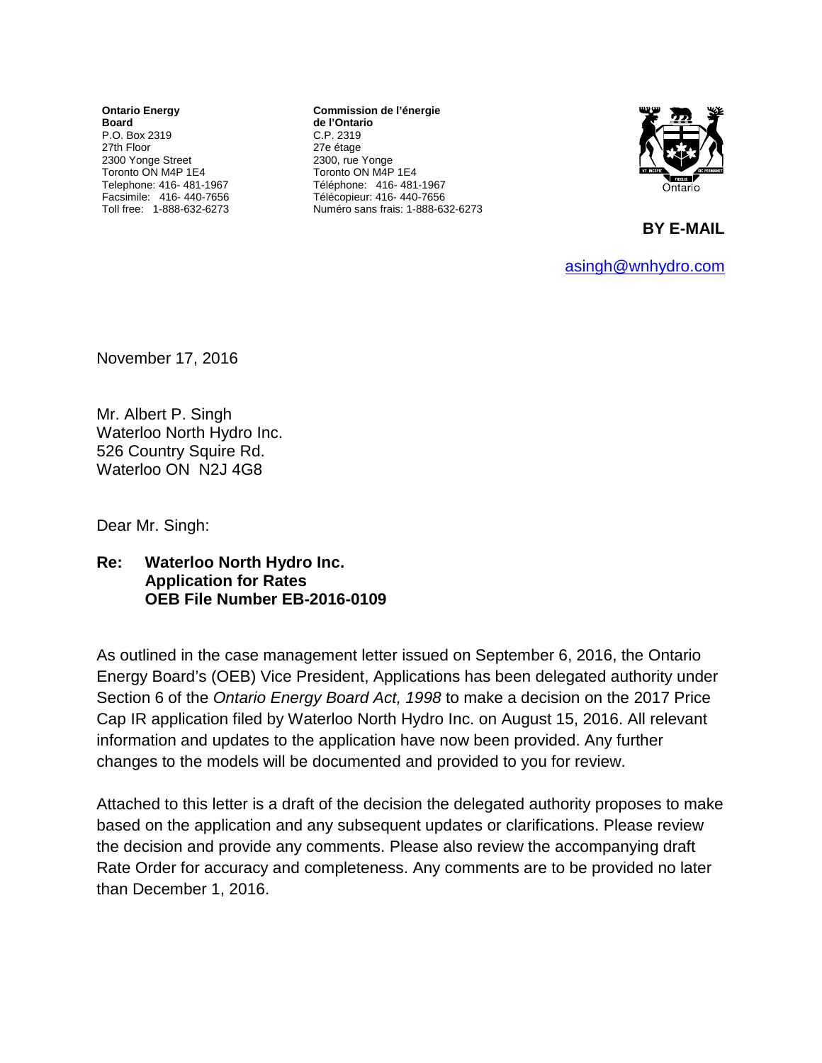**Ontario Energy Board**
P.O. Box 2319
27th Floor
2300 Yonge Street
Toronto ON M4P 1E4
Telephone: 416- 481-1967
Facsimile: 416- 440-7656
Toll free: 1-888-632-6273

**Commission de l'énergie de l'Ontario**
C.P. 2319
27e étage
2300, rue Yonge
Toronto ON M4P 1E4
Téléphone: 416- 481-1967
Télécopieur: 416- 440-7656
Numéro sans frais: 1-888-632-6273

Ontario

**BY E-MAIL**

asingh@wnhydro.com

November 17, 2016

Mr. Albert P. Singh
Waterloo North Hydro Inc.
526 Country Squire Rd.
Waterloo ON N2J 4G8

Dear Mr. Singh:

**Re: Waterloo North Hydro Inc.**
**Application for Rates**
**OEB File Number EB-2016-0109**

As outlined in the case management letter issued on September 6, 2016, the Ontario Energy Board's (OEB) Vice President, Applications has been delegated authority under Section 6 of the *Ontario Energy Board Act, 1998* to make a decision on the 2017 Price Cap IR application filed by Waterloo North Hydro Inc. on August 15, 2016. All relevant information and updates to the application have now been provided. Any further changes to the models will be documented and provided to you for review.

Attached to this letter is a draft of the decision the delegated authority proposes to make based on the application and any subsequent updates or clarifications. Please review the decision and provide any comments. Please also review the accompanying draft Rate Order for accuracy and completeness. Any comments are to be provided no later than December 1, 2016.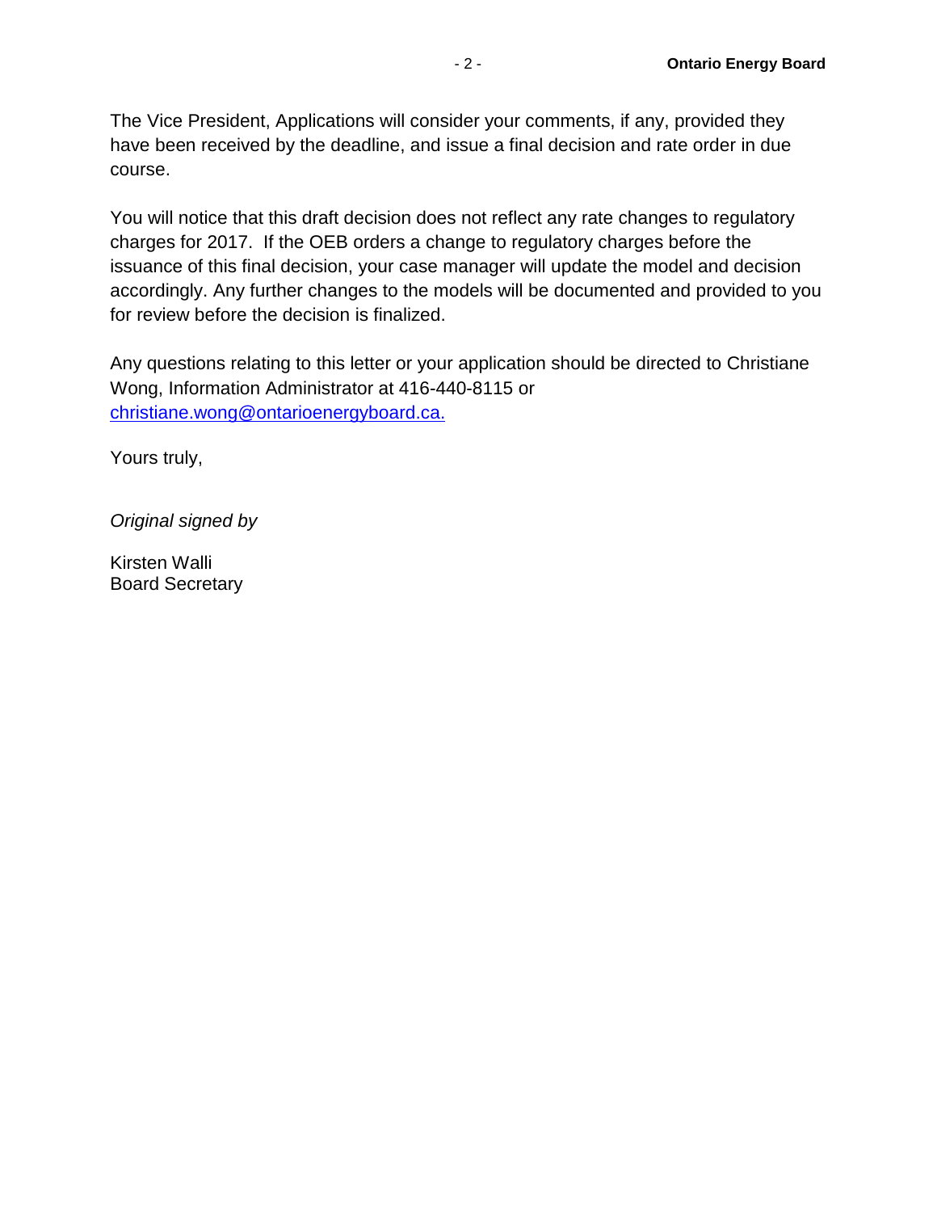The Vice President, Applications will consider your comments, if any, provided they have been received by the deadline, and issue a final decision and rate order in due course.

You will notice that this draft decision does not reflect any rate changes to regulatory charges for 2017. If the OEB orders a change to regulatory charges before the issuance of this final decision, your case manager will update the model and decision accordingly. Any further changes to the models will be documented and provided to you for review before the decision is finalized.

Any questions relating to this letter or your application should be directed to Christiane Wong, Information Administrator at 416-440-8115 or christiane.wong@ontarioenergyboard.ca.

Yours truly,

*Original signed by*

Kirsten Walli
Board Secretary